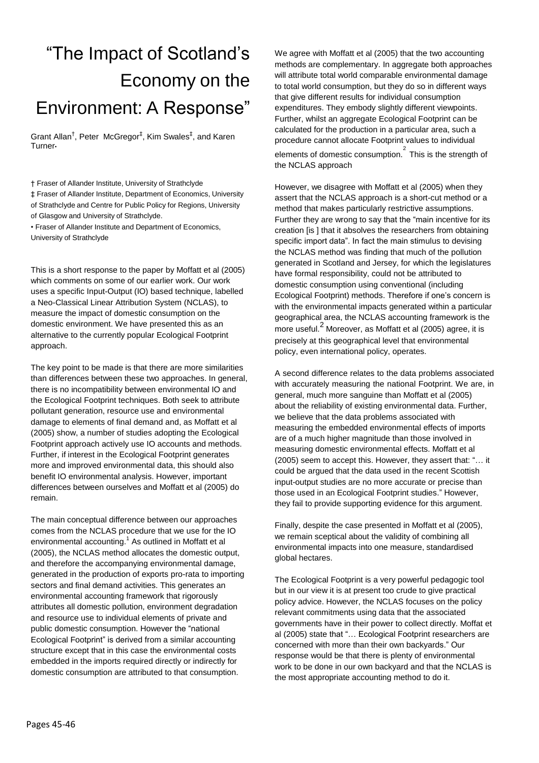# "The Impact of Scotland's Economy on the Environment: A Response"

Grant Allan[†], Peter McGregor[‡], Kim Swales[‡], and Karen Turner[•]

† Fraser of Allander Institute, University of Strathclyde

‡ Fraser of Allander Institute, Department of Economics, University of Strathclyde and Centre for Public Policy for Regions, University of Glasgow and University of Strathclyde.

• Fraser of Allander Institute and Department of Economics, University of Strathclyde

This is a short response to the paper by Moffatt et al (2005) which comments on some of our earlier work. Our work uses a specific Input-Output (IO) based technique, labelled a Neo-Classical Linear Attribution System (NCLAS), to measure the impact of domestic consumption on the domestic environment. We have presented this as an alternative to the currently popular Ecological Footprint approach.

The key point to be made is that there are more similarities than differences between these two approaches. In general, there is no incompatibility between environmental IO and the Ecological Footprint techniques. Both seek to attribute pollutant generation, resource use and environmental damage to elements of final demand and, as Moffatt et al (2005) show, a number of studies adopting the Ecological Footprint approach actively use IO accounts and methods. Further, if interest in the Ecological Footprint generates more and improved environmental data, this should also benefit IO environmental analysis. However, important differences between ourselves and Moffatt et al (2005) do remain.

The main conceptual difference between our approaches comes from the NCLAS procedure that we use for the IO environmental accounting.[1] As outlined in Moffatt et al (2005), the NCLAS method allocates the domestic output, and therefore the accompanying environmental damage, generated in the production of exports pro-rata to importing sectors and final demand activities. This generates an environmental accounting framework that rigorously attributes all domestic pollution, environment degradation and resource use to individual elements of private and public domestic consumption. However the "national Ecological Footprint" is derived from a similar accounting structure except that in this case the environmental costs embedded in the imports required directly or indirectly for domestic consumption are attributed to that consumption.

We agree with Moffatt et al (2005) that the two accounting methods are complementary. In aggregate both approaches will attribute total world comparable environmental damage to total world consumption, but they do so in different ways that give different results for individual consumption expenditures. They embody slightly different viewpoints. Further, whilst an aggregate Ecological Footprint can be calculated for the production in a particular area, such a procedure cannot allocate Footprint values to individual elements of domestic consumption.[2] This is the strength of the NCLAS approach

However, we disagree with Moffatt et al (2005) when they assert that the NCLAS approach is a short-cut method or a method that makes particularly restrictive assumptions. Further they are wrong to say that the "main incentive for its creation [is ] that it absolves the researchers from obtaining specific import data". In fact the main stimulus to devising the NCLAS method was finding that much of the pollution generated in Scotland and Jersey, for which the legislatures have formal responsibility, could not be attributed to domestic consumption using conventional (including Ecological Footprint) methods. Therefore if one's concern is with the environmental impacts generated within a particular geographical area, the NCLAS accounting framework is the more useful.[2] Moreover, as Moffatt et al (2005) agree, it is precisely at this geographical level that environmental policy, even international policy, operates.

A second difference relates to the data problems associated with accurately measuring the national Footprint. We are, in general, much more sanguine than Moffatt et al (2005) about the reliability of existing environmental data. Further, we believe that the data problems associated with measuring the embedded environmental effects of imports are of a much higher magnitude than those involved in measuring domestic environmental effects. Moffatt et al (2005) seem to accept this. However, they assert that: "… it could be argued that the data used in the recent Scottish input-output studies are no more accurate or precise than those used in an Ecological Footprint studies." However, they fail to provide supporting evidence for this argument.

Finally, despite the case presented in Moffatt et al (2005), we remain sceptical about the validity of combining all environmental impacts into one measure, standardised global hectares.

The Ecological Footprint is a very powerful pedagogic tool but in our view it is at present too crude to give practical policy advice. However, the NCLAS focuses on the policy relevant commitments using data that the associated governments have in their power to collect directly. Moffat et al (2005) state that "… Ecological Footprint researchers are concerned with more than their own backyards." Our response would be that there is plenty of environmental work to be done in our own backyard and that the NCLAS is the most appropriate accounting method to do it.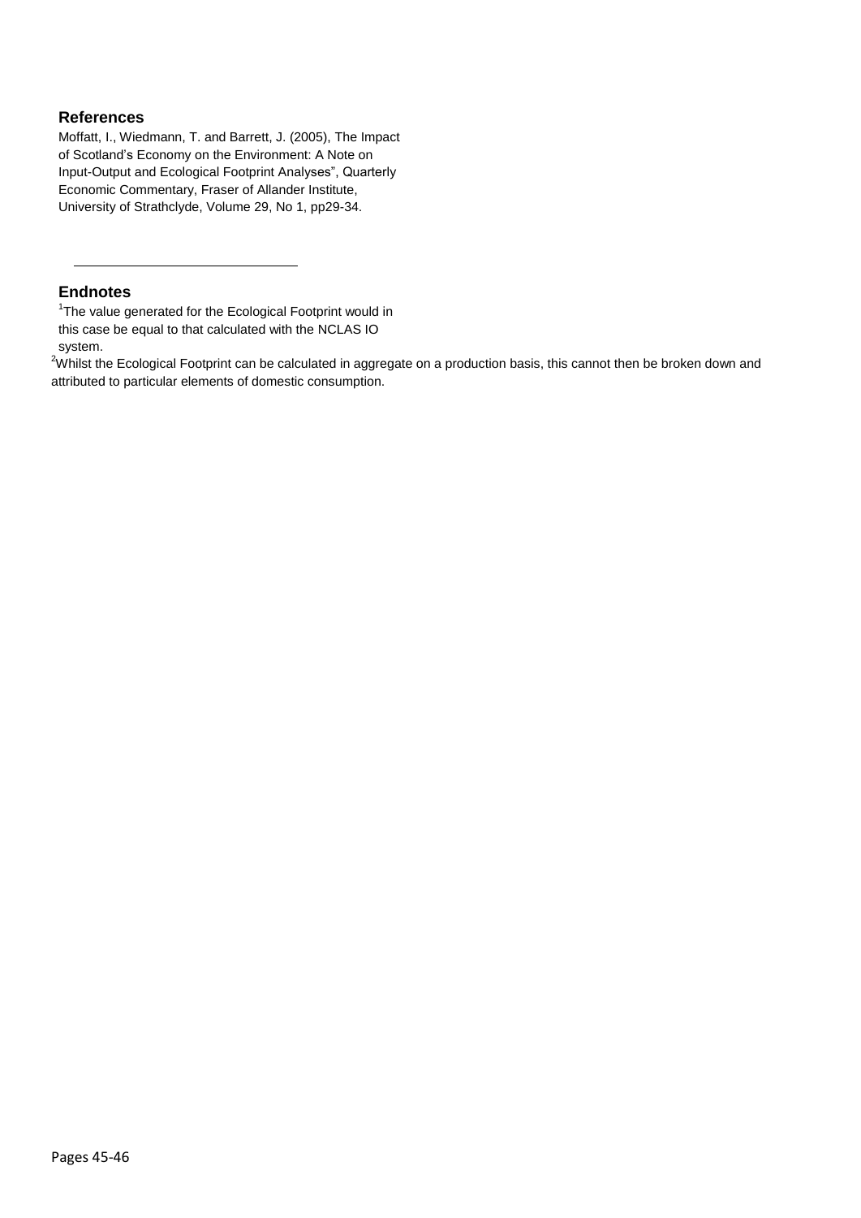## References

Moffatt, I., Wiedmann, T. and Barrett, J. (2005), The Impact of Scotland's Economy on the Environment: A Note on Input-Output and Ecological Footprint Analyses", Quarterly Economic Commentary, Fraser of Allander Institute, University of Strathclyde, Volume 29, No 1, pp29-34.

---

## Endnotes

[1]The value generated for the Ecological Footprint would in this case be equal to that calculated with the NCLAS IO system.

[2]Whilst the Ecological Footprint can be calculated in aggregate on a production basis, this cannot then be broken down and attributed to particular elements of domestic consumption.